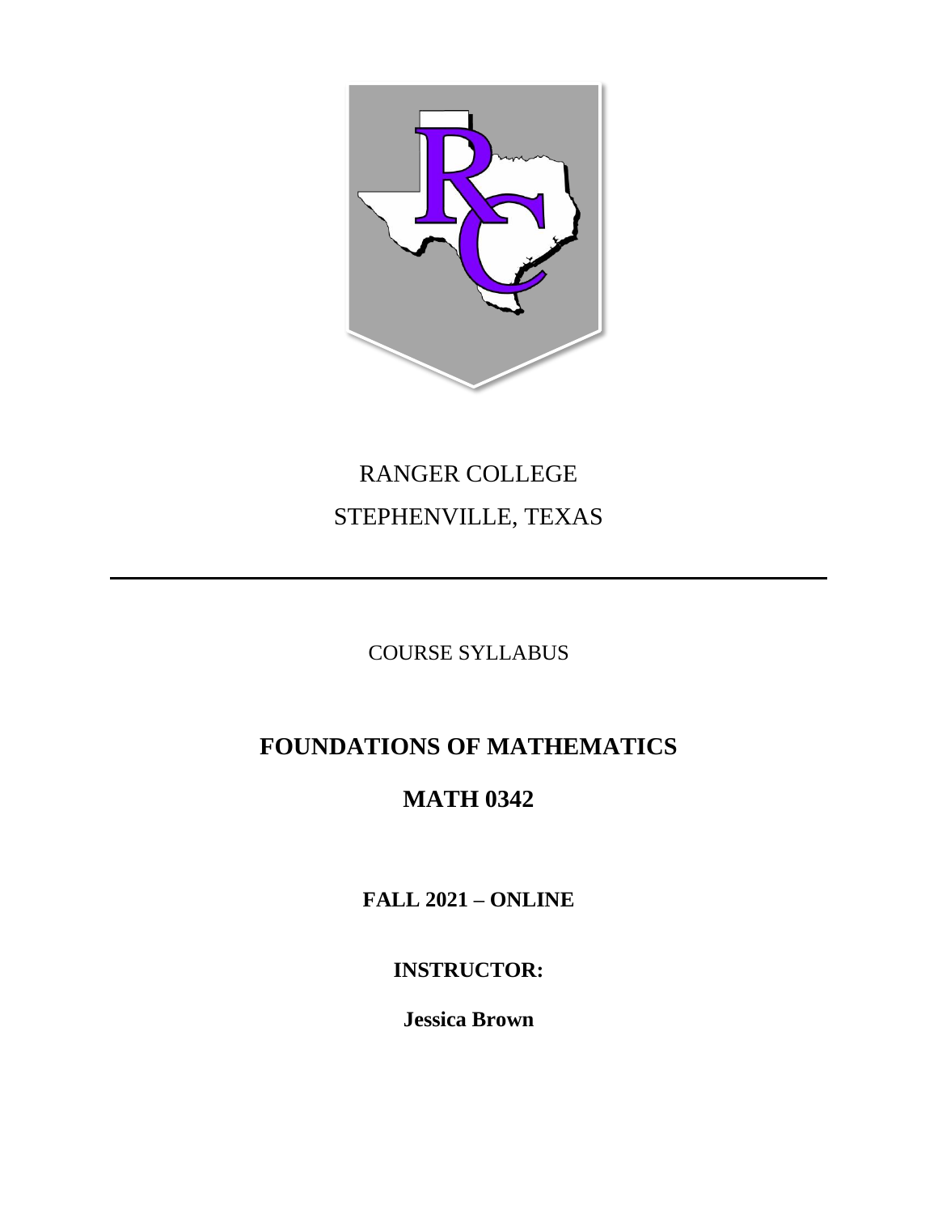RANGER COLLEGE

STEPHENVILLE, TEXAS

---

COURSE SYLLABUS

# FOUNDATIONS OF MATHEMATICS

# MATH 0342

**FALL 2021 – ONLINE**

**INSTRUCTOR:**

**Jessica Brown**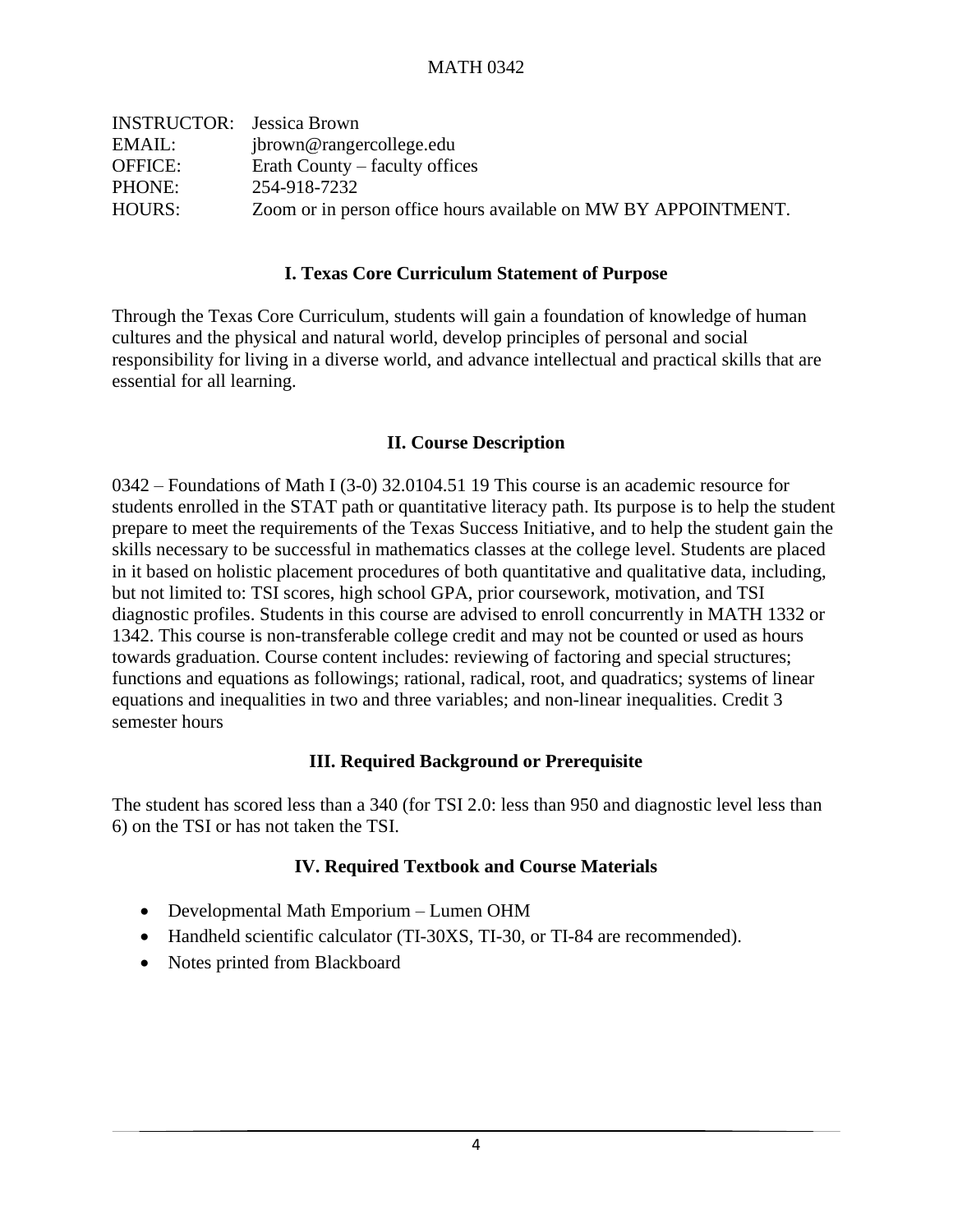# MATH 0342

| | |
|---|---|
| INSTRUCTOR: | Jessica Brown |
| EMAIL: | jbrown@rangercollege.edu |
| OFFICE: | Erath County – faculty offices |
| PHONE: | 254-918-7232 |
| HOURS: | Zoom or in person office hours available on MW BY APPOINTMENT. |

## I. Texas Core Curriculum Statement of Purpose

Through the Texas Core Curriculum, students will gain a foundation of knowledge of human cultures and the physical and natural world, develop principles of personal and social responsibility for living in a diverse world, and advance intellectual and practical skills that are essential for all learning.

## II. Course Description

0342 – Foundations of Math I (3-0) 32.0104.51 19 This course is an academic resource for students enrolled in the STAT path or quantitative literacy path. Its purpose is to help the student prepare to meet the requirements of the Texas Success Initiative, and to help the student gain the skills necessary to be successful in mathematics classes at the college level. Students are placed in it based on holistic placement procedures of both quantitative and qualitative data, including, but not limited to: TSI scores, high school GPA, prior coursework, motivation, and TSI diagnostic profiles. Students in this course are advised to enroll concurrently in MATH 1332 or 1342. This course is non-transferable college credit and may not be counted or used as hours towards graduation. Course content includes: reviewing of factoring and special structures; functions and equations as followings; rational, radical, root, and quadratics; systems of linear equations and inequalities in two and three variables; and non-linear inequalities. Credit 3 semester hours

## III. Required Background or Prerequisite

The student has scored less than a 340 (for TSI 2.0: less than 950 and diagnostic level less than 6) on the TSI or has not taken the TSI.

## IV. Required Textbook and Course Materials

- Developmental Math Emporium – Lumen OHM
- Handheld scientific calculator (TI-30XS, TI-30, or TI-84 are recommended).
- Notes printed from Blackboard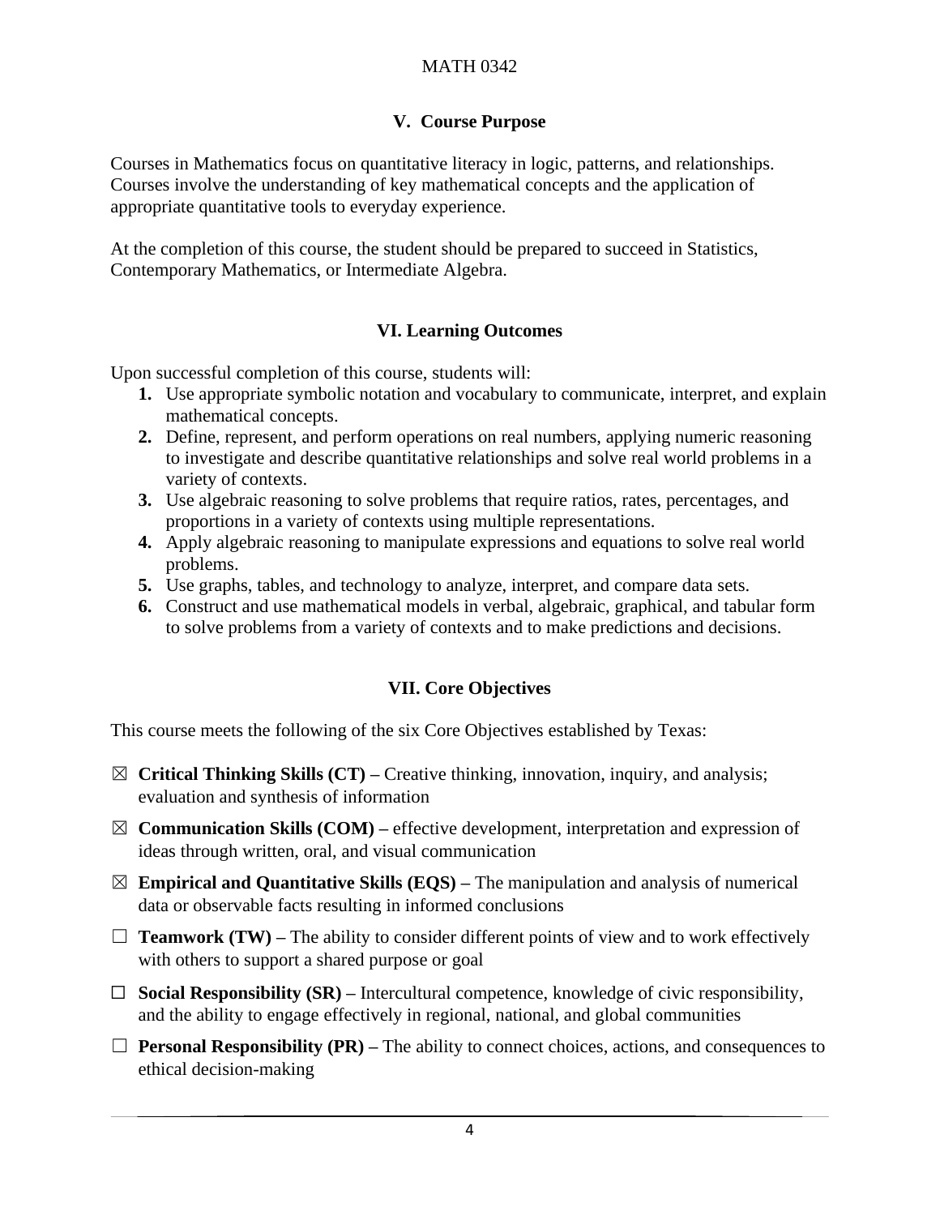## V. Course Purpose

Courses in Mathematics focus on quantitative literacy in logic, patterns, and relationships. Courses involve the understanding of key mathematical concepts and the application of appropriate quantitative tools to everyday experience.

At the completion of this course, the student should be prepared to succeed in Statistics, Contemporary Mathematics, or Intermediate Algebra.

## VI. Learning Outcomes

Upon successful completion of this course, students will:

1. Use appropriate symbolic notation and vocabulary to communicate, interpret, and explain mathematical concepts.
2. Define, represent, and perform operations on real numbers, applying numeric reasoning to investigate and describe quantitative relationships and solve real world problems in a variety of contexts.
3. Use algebraic reasoning to solve problems that require ratios, rates, percentages, and proportions in a variety of contexts using multiple representations.
4. Apply algebraic reasoning to manipulate expressions and equations to solve real world problems.
5. Use graphs, tables, and technology to analyze, interpret, and compare data sets.
6. Construct and use mathematical models in verbal, algebraic, graphical, and tabular form to solve problems from a variety of contexts and to make predictions and decisions.

## VII. Core Objectives

This course meets the following of the six Core Objectives established by Texas:

☒ **Critical Thinking Skills (CT) –** Creative thinking, innovation, inquiry, and analysis; evaluation and synthesis of information

☒ **Communication Skills (COM) –** effective development, interpretation and expression of ideas through written, oral, and visual communication

☒ **Empirical and Quantitative Skills (EQS) –** The manipulation and analysis of numerical data or observable facts resulting in informed conclusions

☐ **Teamwork (TW) –** The ability to consider different points of view and to work effectively with others to support a shared purpose or goal

☐ **Social Responsibility (SR) –** Intercultural competence, knowledge of civic responsibility, and the ability to engage effectively in regional, national, and global communities

☐ **Personal Responsibility (PR) –** The ability to connect choices, actions, and consequences to ethical decision-making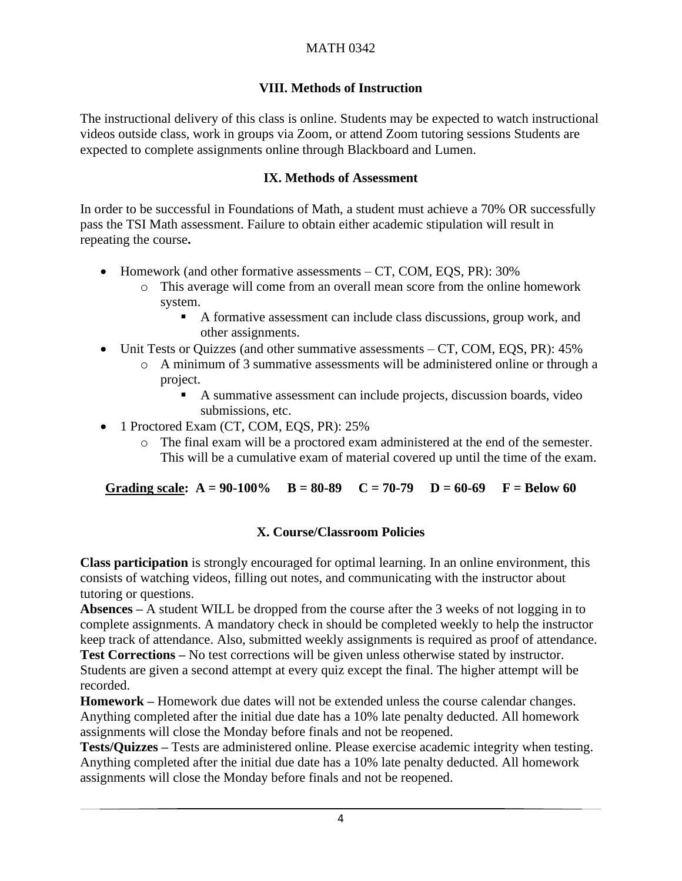## VIII. Methods of Instruction

The instructional delivery of this class is online. Students may be expected to watch instructional videos outside class, work in groups via Zoom, or attend Zoom tutoring sessions Students are expected to complete assignments online through Blackboard and Lumen.

## IX. Methods of Assessment

In order to be successful in Foundations of Math, a student must achieve a 70% OR successfully pass the TSI Math assessment. Failure to obtain either academic stipulation will result in repeating the course**.**

- Homework (and other formative assessments – CT, COM, EQS, PR): 30%
    - This average will come from an overall mean score from the online homework system.
        - A formative assessment can include class discussions, group work, and other assignments.
- Unit Tests or Quizzes (and other summative assessments – CT, COM, EQS, PR): 45%
    - A minimum of 3 summative assessments will be administered online or through a project.
        - A summative assessment can include projects, discussion boards, video submissions, etc.
- 1 Proctored Exam (CT, COM, EQS, PR): 25%
    - The final exam will be a proctored exam administered at the end of the semester. This will be a cumulative exam of material covered up until the time of the exam.

**Grading scale: A = 90-100% B = 80-89 C = 70-79 D = 60-69 F = Below 60**

## X. Course/Classroom Policies

**Class participation** is strongly encouraged for optimal learning. In an online environment, this consists of watching videos, filling out notes, and communicating with the instructor about tutoring or questions.

**Absences –** A student WILL be dropped from the course after the 3 weeks of not logging in to complete assignments. A mandatory check in should be completed weekly to help the instructor keep track of attendance. Also, submitted weekly assignments is required as proof of attendance.

**Test Corrections –** No test corrections will be given unless otherwise stated by instructor. Students are given a second attempt at every quiz except the final. The higher attempt will be recorded.

**Homework –** Homework due dates will not be extended unless the course calendar changes. Anything completed after the initial due date has a 10% late penalty deducted. All homework assignments will close the Monday before finals and not be reopened.

**Tests/Quizzes –** Tests are administered online. Please exercise academic integrity when testing. Anything completed after the initial due date has a 10% late penalty deducted. All homework assignments will close the Monday before finals and not be reopened.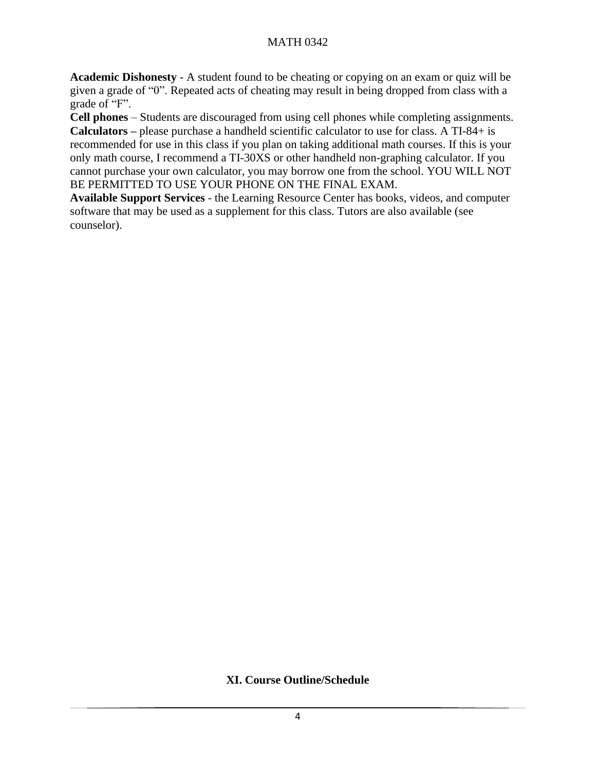**Academic Dishonesty** - A student found to be cheating or copying on an exam or quiz will be given a grade of “0”. Repeated acts of cheating may result in being dropped from class with a grade of “F”.
**Cell phones** – Students are discouraged from using cell phones while completing assignments.
**Calculators –** please purchase a handheld scientific calculator to use for class. A TI-84+ is recommended for use in this class if you plan on taking additional math courses. If this is your only math course, I recommend a TI-30XS or other handheld non-graphing calculator. If you cannot purchase your own calculator, you may borrow one from the school. YOU WILL NOT BE PERMITTED TO USE YOUR PHONE ON THE FINAL EXAM.
**Available Support Services** - the Learning Resource Center has books, videos, and computer software that may be used as a supplement for this class. Tutors are also available (see counselor).

## XI. Course Outline/Schedule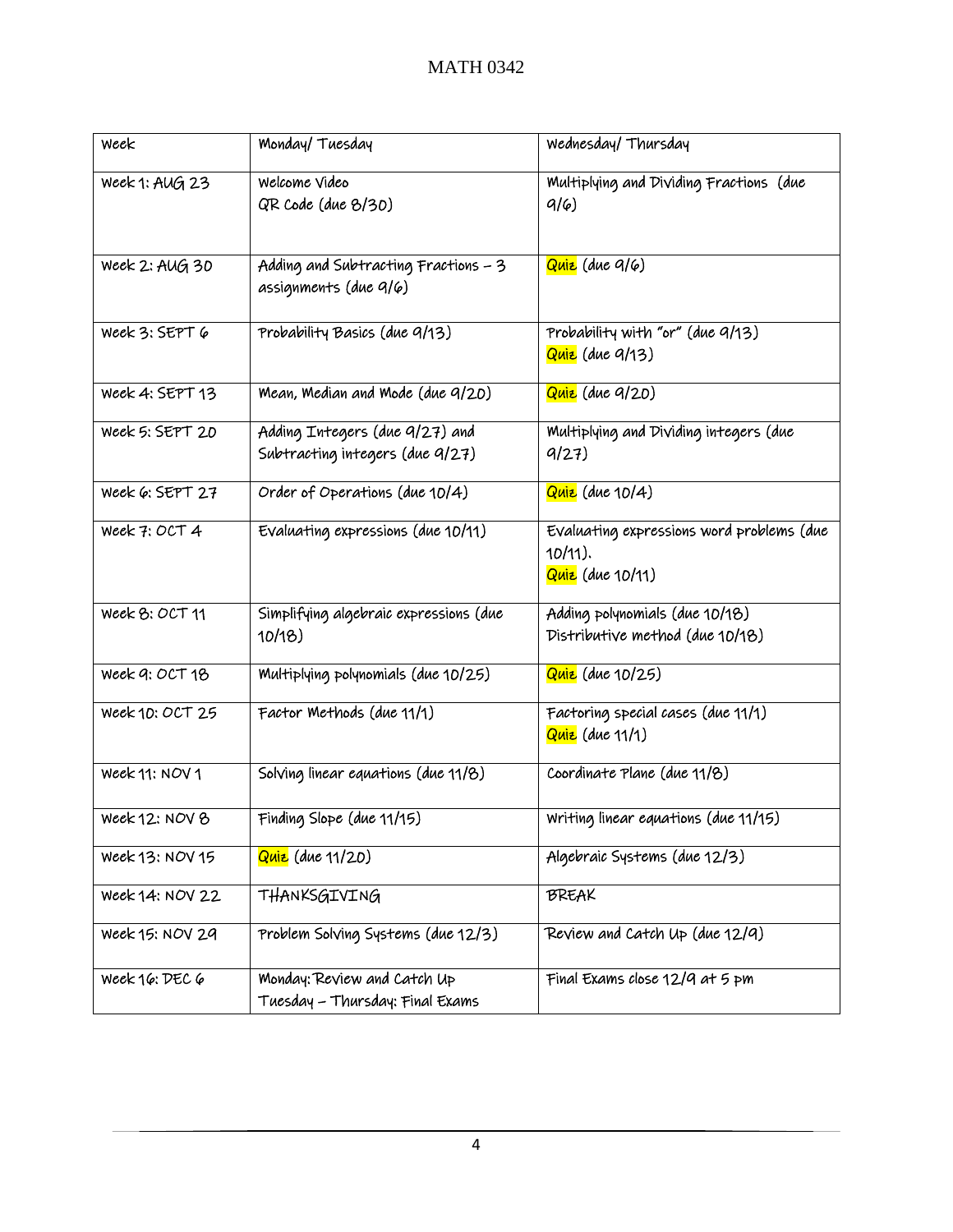# MATH 0342

| Week | Monday/ Tuesday | Wednesday/ Thursday |
|---|---|---|
| Week 1: AUG 23 | Welcome Video<br>QR Code (due 8/30) | Multiplying and Dividing Fractions (due 9/6) |
| Week 2: AUG 30 | Adding and Subtracting Fractions – 3 assignments (due 9/6) | Quiz (due 9/6) |
| Week 3: SEPT 6 | Probability Basics (due 9/13) | Probability with "or" (due 9/13)<br>Quiz (due 9/13) |
| Week 4: SEPT 13 | Mean, Median and Mode (due 9/20) | Quiz (due 9/20) |
| Week 5: SEPT 20 | Adding Integers (due 9/27) and Subtracting integers (due 9/27) | Multiplying and Dividing integers (due 9/27) |
| Week 6: SEPT 27 | Order of Operations (due 10/4) | Quiz (due 10/4) |
| Week 7: OCT 4 | Evaluating expressions (due 10/11) | Evaluating expressions word problems (due 10/11).<br>Quiz (due 10/11) |
| Week 8: OCT 11 | Simplifying algebraic expressions (due 10/18) | Adding polynomials (due 10/18)<br>Distributive method (due 10/18) |
| Week 9: OCT 18 | Multiplying polynomials (due 10/25) | Quiz (due 10/25) |
| Week 10: OCT 25 | Factor Methods (due 11/1) | Factoring special cases (due 11/1)<br>Quiz (due 11/1) |
| Week 11: NOV 1 | Solving linear equations (due 11/8) | Coordinate Plane (due 11/8) |
| Week 12: NOV 8 | Finding Slope (due 11/15) | Writing linear equations (due 11/15) |
| Week 13: NOV 15 | Quiz (due 11/20) | Algebraic Systems (due 12/3) |
| Week 14: NOV 22 | THANKSGIVING | BREAK |
| Week 15: NOV 29 | Problem Solving Systems (due 12/3) | Review and Catch Up (due 12/9) |
| Week 16: DEC 6 | Monday: Review and Catch Up<br>Tuesday – Thursday: Final Exams | Final Exams close 12/9 at 5 pm |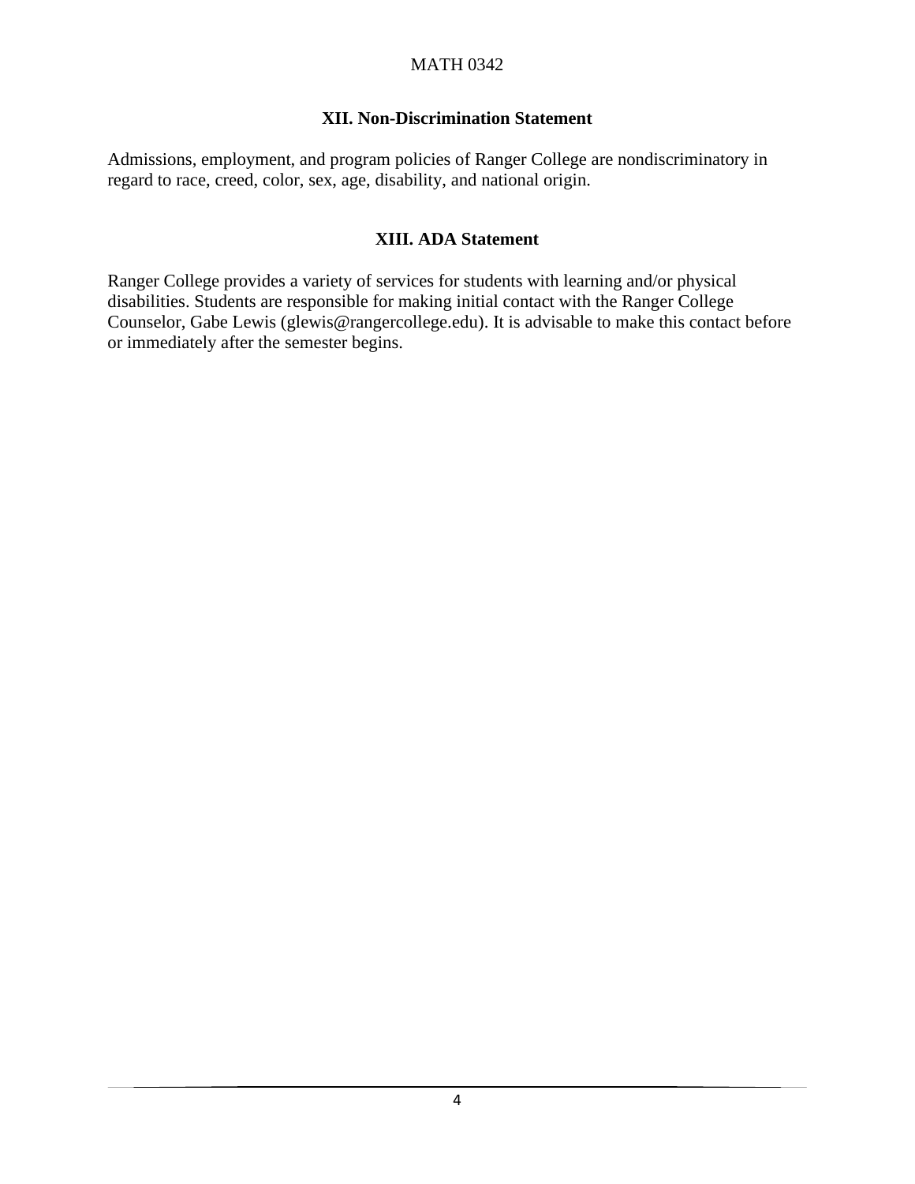## XII. Non-Discrimination Statement

Admissions, employment, and program policies of Ranger College are nondiscriminatory in regard to race, creed, color, sex, age, disability, and national origin.

## XIII. ADA Statement

Ranger College provides a variety of services for students with learning and/or physical disabilities. Students are responsible for making initial contact with the Ranger College Counselor, Gabe Lewis (glewis@rangercollege.edu). It is advisable to make this contact before or immediately after the semester begins.